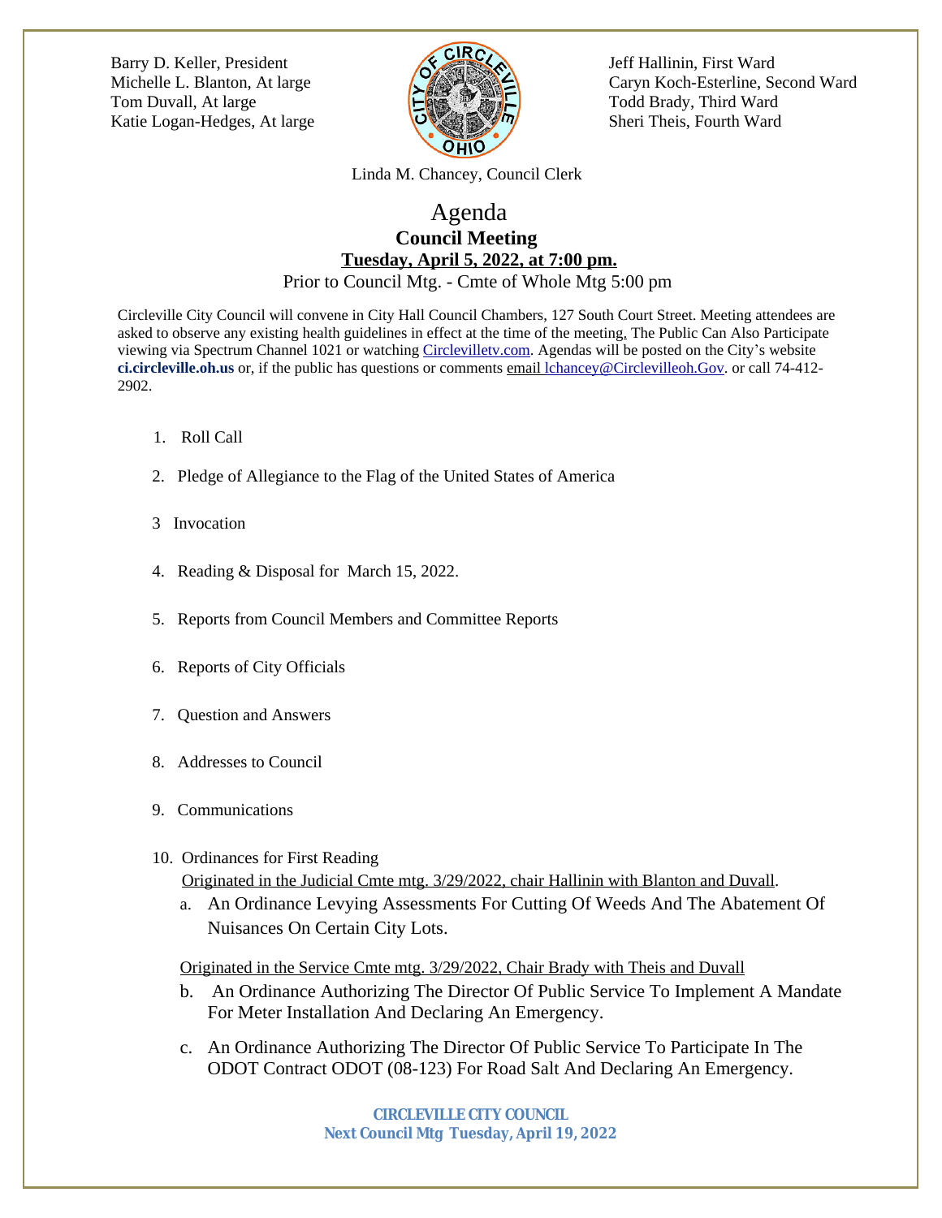Barry D. Keller, President
Michelle L. Blanton, At large
Tom Duvall, At large
Katie Logan-Hedges, At large

Jeff Hallinin, First Ward
Caryn Koch-Esterline, Second Ward
Todd Brady, Third Ward
Sheri Theis, Fourth Ward

Linda M. Chancey, Council Clerk

# Agenda

## Council Meeting

**Tuesday, April 5, 2022, at 7:00 pm.**

Prior to Council Mtg. - Cmte of Whole Mtg 5:00 pm

Circleville City Council will convene in City Hall Council Chambers, 127 South Court Street. Meeting attendees are asked to observe any existing health guidelines in effect at the time of the meeting. The Public Can Also Participate viewing via Spectrum Channel 1021 or watching Circlevilletv.com. Agendas will be posted on the City's website **ci.circleville.oh.us** or, if the public has questions or comments email lchancey@Circlevilleoh.Gov. or call 74-412-2902.

1. Roll Call
2. Pledge of Allegiance to the Flag of the United States of America
3. Invocation
4. Reading & Disposal for March 15, 2022.
5. Reports from Council Members and Committee Reports
6. Reports of City Officials
7. Question and Answers
8. Addresses to Council
9. Communications
10. Ordinances for First Reading

    Originated in the Judicial Cmte mtg. 3/29/2022, chair Hallinin with Blanton and Duvall.

    a. An Ordinance Levying Assessments For Cutting Of Weeds And The Abatement Of Nuisances On Certain City Lots.

    Originated in the Service Cmte mtg. 3/29/2022, Chair Brady with Theis and Duvall

    b. An Ordinance Authorizing The Director Of Public Service To Implement A Mandate For Meter Installation And Declaring An Emergency.

    c. An Ordinance Authorizing The Director Of Public Service To Participate In The ODOT Contract ODOT (08-123) For Road Salt And Declaring An Emergency.

**CIRCLEVILLE CITY COUNCIL**
**Next Council Mtg Tuesday, April 19, 2022**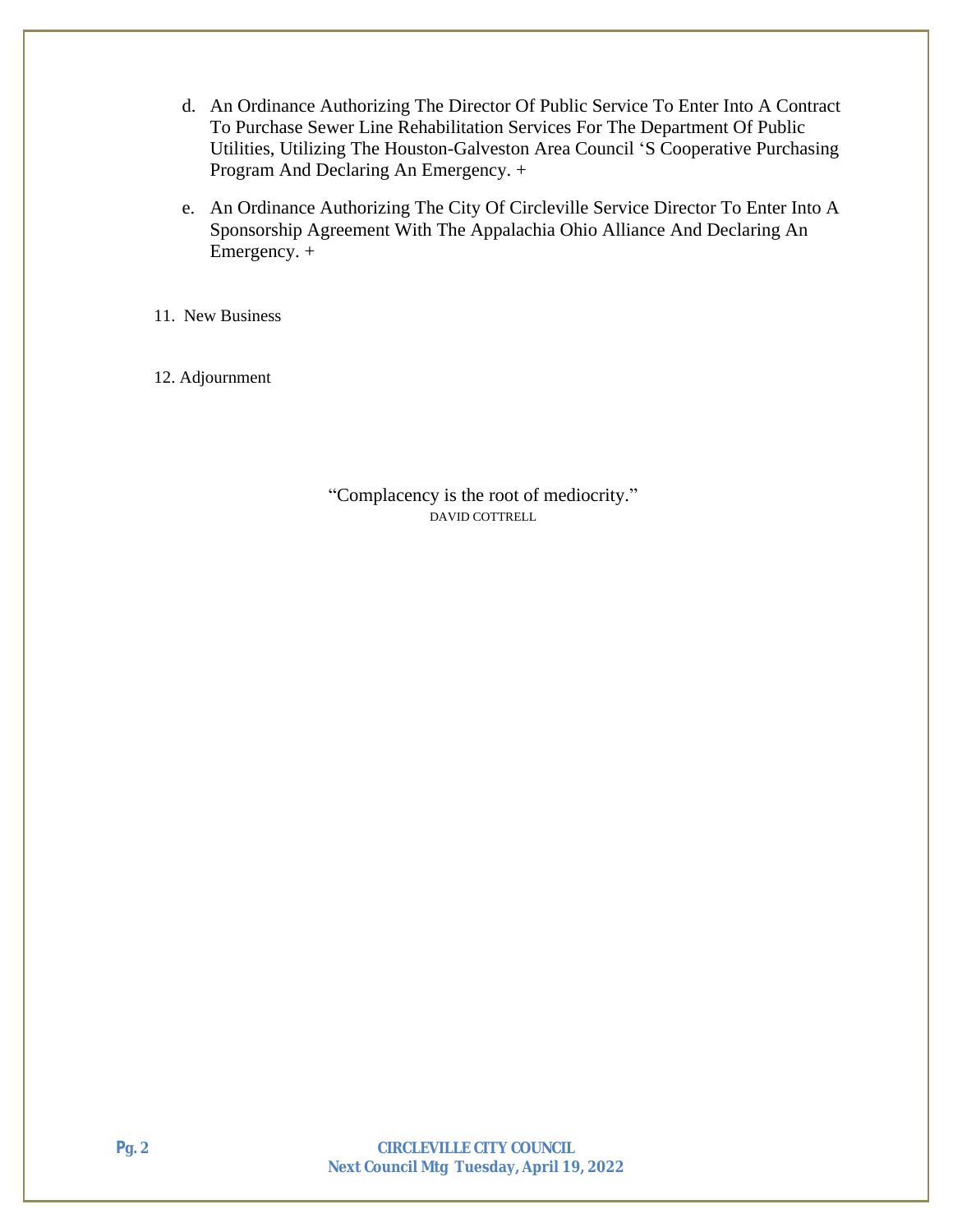d. An Ordinance Authorizing The Director Of Public Service To Enter Into A Contract To Purchase Sewer Line Rehabilitation Services For The Department Of Public Utilities, Utilizing The Houston-Galveston Area Council 'S Cooperative Purchasing Program And Declaring An Emergency. +

e. An Ordinance Authorizing The City Of Circleville Service Director To Enter Into A Sponsorship Agreement With The Appalachia Ohio Alliance And Declaring An Emergency. +

11. New Business

12. Adjournment

"Complacency is the root of mediocrity."
DAVID COTTRELL